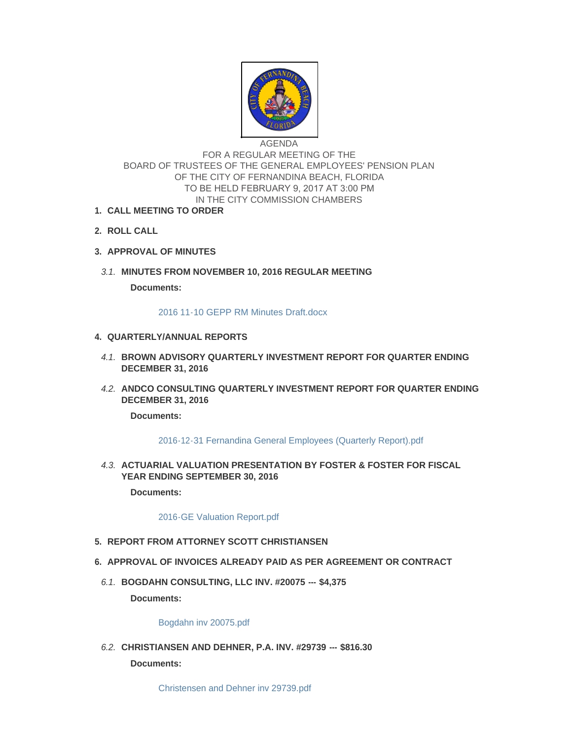AGENDA
FOR A REGULAR MEETING OF THE
BOARD OF TRUSTEES OF THE GENERAL EMPLOYEES' PENSION PLAN
OF THE CITY OF FERNANDINA BEACH, FLORIDA
TO BE HELD FEBRUARY 9, 2017 AT 3:00 PM
IN THE CITY COMMISSION CHAMBERS

1. **CALL MEETING TO ORDER**

2. **ROLL CALL**

3. **APPROVAL OF MINUTES**

   *3.1.* **MINUTES FROM NOVEMBER 10, 2016 REGULAR MEETING**

   **Documents:**

   2016 11-10 GEPP RM Minutes Draft.docx

4. **QUARTERLY/ANNUAL REPORTS**

   *4.1.* **BROWN ADVISORY QUARTERLY INVESTMENT REPORT FOR QUARTER ENDING DECEMBER 31, 2016**

   *4.2.* **ANDCO CONSULTING QUARTERLY INVESTMENT REPORT FOR QUARTER ENDING DECEMBER 31, 2016**

   **Documents:**

   2016-12-31 Fernandina General Employees (Quarterly Report).pdf

   *4.3.* **ACTUARIAL VALUATION PRESENTATION BY FOSTER & FOSTER FOR FISCAL YEAR ENDING SEPTEMBER 30, 2016**

   **Documents:**

   2016-GE Valuation Report.pdf

5. **REPORT FROM ATTORNEY SCOTT CHRISTIANSEN**

6. **APPROVAL OF INVOICES ALREADY PAID AS PER AGREEMENT OR CONTRACT**

   *6.1.* **BOGDAHN CONSULTING, LLC INV. #20075 --- $4,375**

   **Documents:**

   Bogdahn inv 20075.pdf

   *6.2.* **CHRISTIANSEN AND DEHNER, P.A. INV. #29739 --- $816.30**

   **Documents:**

   Christensen and Dehner inv 29739.pdf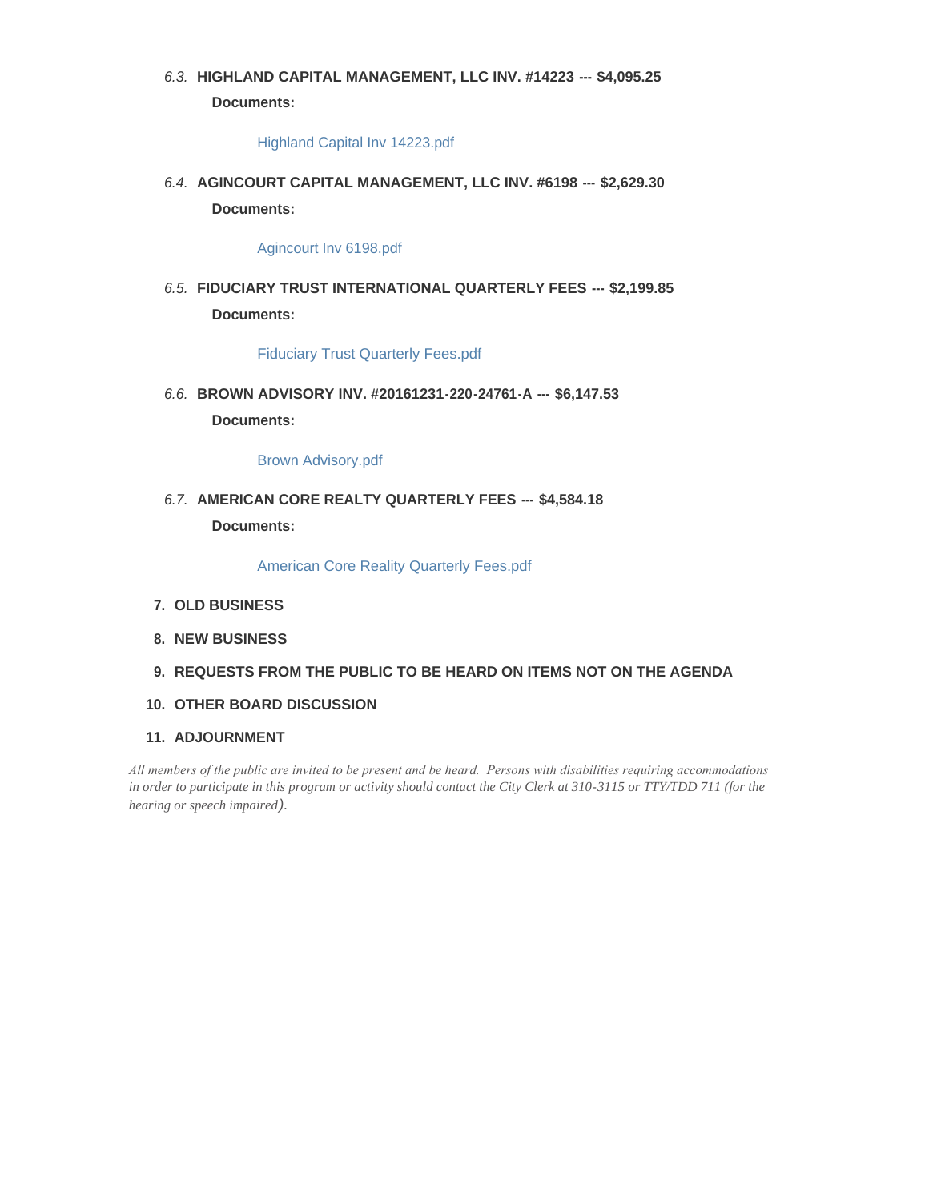*6.3.* **HIGHLAND CAPITAL MANAGEMENT, LLC INV. #14223 --- $4,095.25**

**Documents:**

Highland Capital Inv 14223.pdf

*6.4.* **AGINCOURT CAPITAL MANAGEMENT, LLC INV. #6198 --- $2,629.30**

**Documents:**

Agincourt Inv 6198.pdf

*6.5.* **FIDUCIARY TRUST INTERNATIONAL QUARTERLY FEES --- $2,199.85**

**Documents:**

Fiduciary Trust Quarterly Fees.pdf

*6.6.* **BROWN ADVISORY INV. #20161231-220-24761-A --- $6,147.53**

**Documents:**

Brown Advisory.pdf

*6.7.* **AMERICAN CORE REALTY QUARTERLY FEES --- $4,584.18**

**Documents:**

American Core Reality Quarterly Fees.pdf

7. **OLD BUSINESS**
8. **NEW BUSINESS**
9. **REQUESTS FROM THE PUBLIC TO BE HEARD ON ITEMS NOT ON THE AGENDA**
10. **OTHER BOARD DISCUSSION**
11. **ADJOURNMENT**

*All members of the public are invited to be present and be heard. Persons with disabilities requiring accommodations in order to participate in this program or activity should contact the City Clerk at 310-3115 or TTY/TDD 711 (for the hearing or speech impaired).*